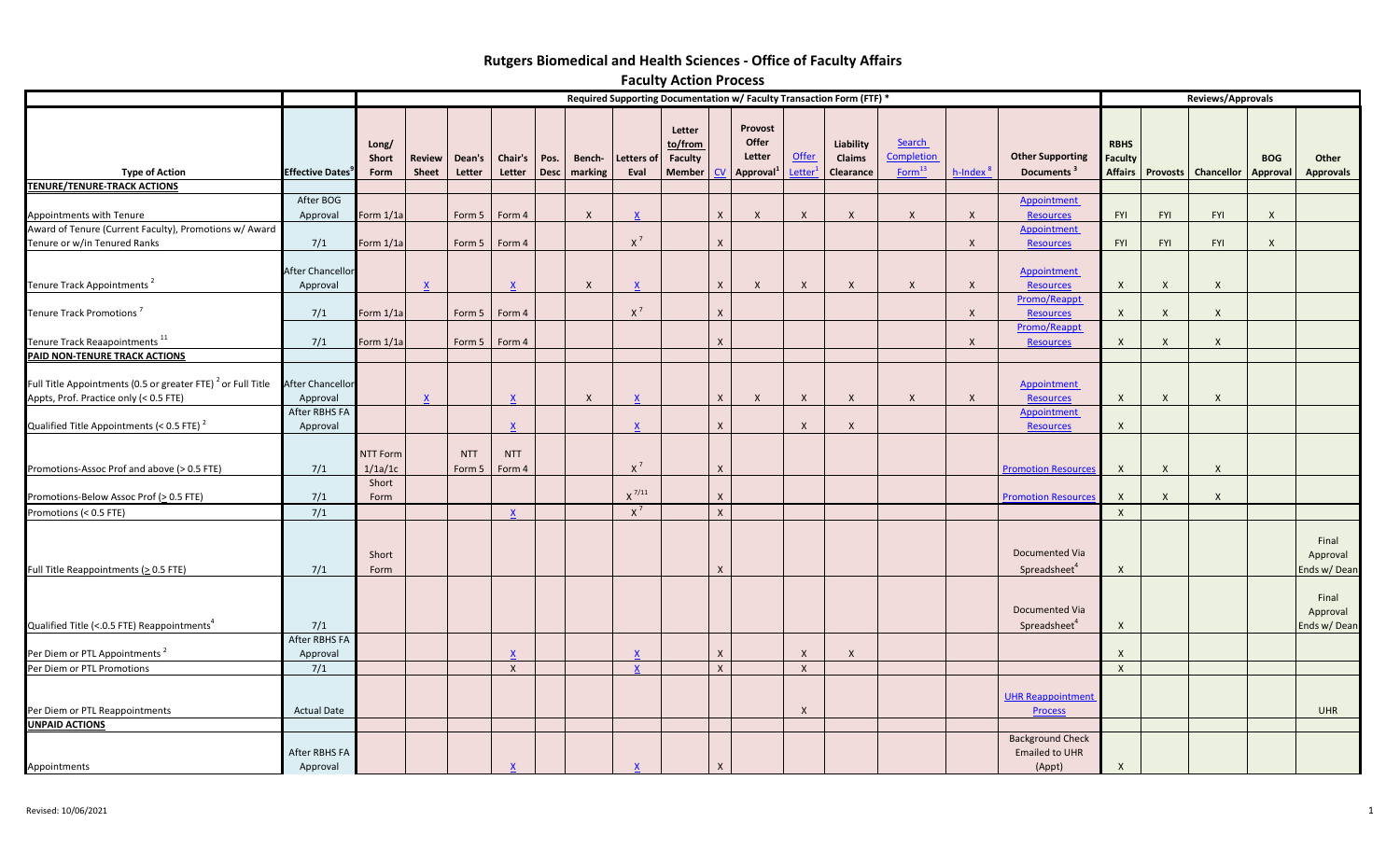# Rutgers Biomedical and Health Sciences - Office of Faculty Affairs

## Faculty Action Process

| | | Required Supporting Documentation w/ Faculty Transaction Form (FTF) * | | | | | | | | | | | | | | | Reviews/Approvals | | | | |
|---|---|---|---|---|---|---|---|---|---|---|---|---|---|---|---|---|---|---|---|---|---|
| **Type of Action** | **Effective Dates**[9] | **Long/ Short Form** | **Review Sheet** | **Dean's Letter** | **Chair's Letter** | **Pos. Desc** | **Bench-marking** | **Letters of Eval** | **Letter to/from Faculty Member** | **CV** | **Provost Offer Letter Approval**[1] | **Offer Letter**[1] | **Liability Claims Clearance** | **Search Completion Form**[13] | **h-Index**[8] | **Other Supporting Documents**[3] | **RBHS Faculty Affairs** | **Provosts** | **Chancellor** | **BOG Approval** | **Other Approvals** |
| **TENURE/TENURE-TRACK ACTIONS** | | | | | | | | | | | | | | | | | | | | | |
| Appointments with Tenure | After BOG Approval | Form 1/1a | | Form 5 | Form 4 | | X | X | | X | X | X | X | X | X | Appointment Resources | FYI | FYI | FYI | X | |
| Award of Tenure (Current Faculty), Promotions w/ Award Tenure or w/in Tenured Ranks | 7/1 | Form 1/1a | | Form 5 | Form 4 | | | X[7] | | X | | | | | X | Appointment Resources | FYI | FYI | FYI | X | |
| Tenure Track Appointments[2] | After Chancellor Approval | | X | | X | | X | X | | X | X | X | X | X | X | Appointment Resources | X | X | X | | |
| Tenure Track Promotions[7] | 7/1 | Form 1/1a | | Form 5 | Form 4 | | | X[7] | | X | | | | | X | Promo/Reappt Resources | X | X | X | | |
| Tenure Track Reaapointments[11] | 7/1 | Form 1/1a | | Form 5 | Form 4 | | | | | X | | | | | X | Promo/Reappt Resources | X | X | X | | |
| **PAID NON-TENURE TRACK ACTIONS** | | | | | | | | | | | | | | | | | | | | | |
| Full Title Appointments (0.5 or greater FTE)[2] or Full Title Appts, Prof. Practice only (< 0.5 FTE) | After Chancellor Approval | | X | | X | | X | X | | X | X | X | X | X | X | Appointment Resources | X | X | X | | |
| Qualified Title Appointments (< 0.5 FTE)[2] | After RBHS FA Approval | | | | X | | | X | | X | | X | X | | | Appointment Resources | X | | | | |
| Promotions-Assoc Prof and above (> 0.5 FTE) | 7/1 | NTT Form 1/1a/1c | | NTT Form 5 | NTT Form 4 | | | X[7] | | X | | | | | | Promotion Resources | X | X | X | | |
| Promotions-Below Assoc Prof (≥ 0.5 FTE) | 7/1 | Short Form | | | | | | X[7/11] | | X | | | | | | Promotion Resources | X | X | X | | |
| Promotions (< 0.5 FTE) | 7/1 | | | | X | | | X[7] | | X | | | | | | | X | | | | |
| Full Title Reappointments (≥ 0.5 FTE) | 7/1 | Short Form | | | | | | | | X | | | | | | Documented Via Spreadsheet[4] | X | | | | Final Approval Ends w/ Dean |
| Qualified Title (<.0.5 FTE) Reappointments[4] | 7/1 | | | | | | | | | | | | | | | Documented Via Spreadsheet[4] | X | | | | Final Approval Ends w/ Dean |
| Per Diem or PTL Appointments[2] | After RBHS FA Approval | | | | X | | | X | | X | | X | X | | | | X | | | | |
| Per Diem or PTL Promotions | 7/1 | | | | X | | | X | | X | | X | | | | | X | | | | |
| Per Diem or PTL Reappointments | Actual Date | | | | | | | | | | | X | | | | UHR Reappointment Process | | | | | UHR |
| **UNPAID ACTIONS** | | | | | | | | | | | | | | | | | | | | | |
| Appointments | After RBHS FA Approval | | | | X | | | X | | X | | | | | | Background Check Emailed to UHR (Appt) | X | | | | |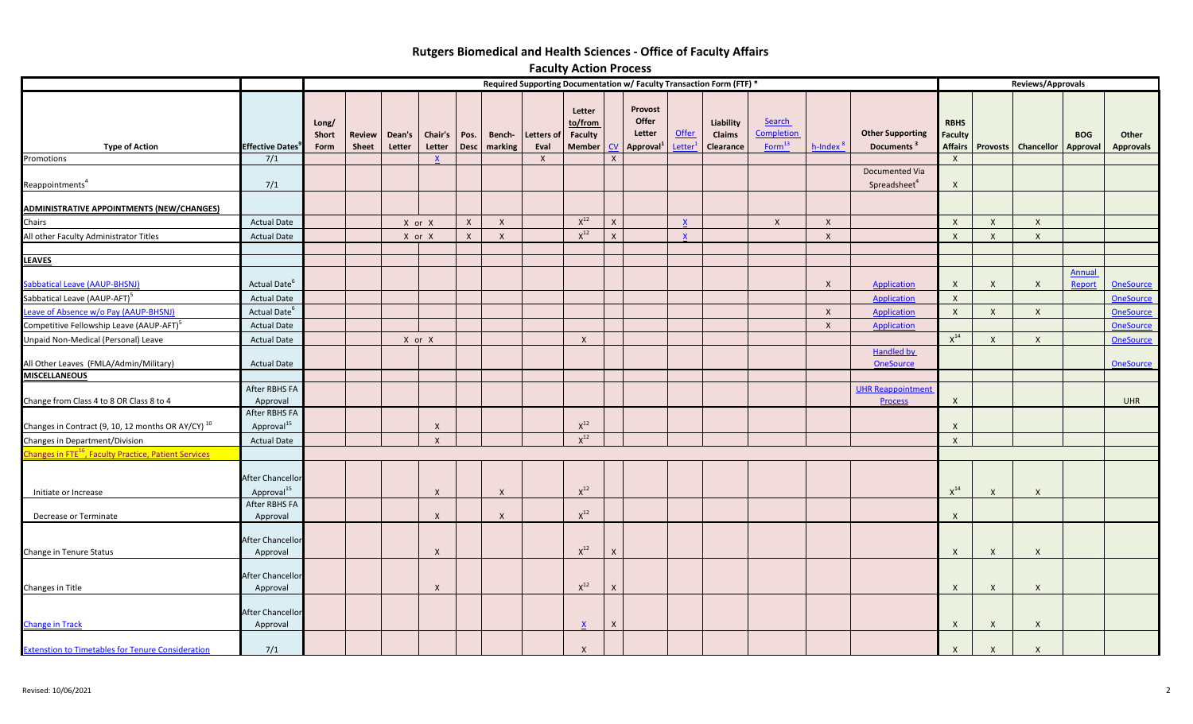# Rutgers Biomedical and Health Sciences - Office of Faculty Affairs

## Faculty Action Process

| | | Required Supporting Documentation w/ Faculty Transaction Form (FTF) * | | | | | | | | | | | | | | | | Reviews/Approvals | | | | |
|---|---|---|---|---|---|---|---|---|---|---|---|---|---|---|---|---|---|---|---|---|---|---|
| **Type of Action** | **Effective Dates**[9] | **Long/ Short Form** | **Review Sheet** | **Dean's Letter** | **Chair's Letter** | **Pos. Desc** | **Bench-marking** | **Letters of Eval** | **Letter to/from Faculty Member** | **CV** | **Provost Offer Letter Approval**[1] | **Offer Letter**[1] | **Liability Claims Clearance** | **Search Completion Form**[13] | **h-Index**[8] | **Other Supporting Documents**[3] | **RBHS Faculty Affairs** | **Provosts** | **Chancellor** | **BOG Approval** | **Other Approvals** |
| Promotions | 7/1 | | | | X | | | X | | X | | | | | | | X | | | | |
| Reappointments[4] | 7/1 | | | | | | | | | | | | | | | Documented Via Spreadsheet[4] | X | | | | |
| **ADMINISTRATIVE APPOINTMENTS (NEW/CHANGES)** | | | | | | | | | | | | | | | | | | | | | |
| Chairs | Actual Date | | | X or X | | X | X | | X[12] | X | | X | | X | X | | X | X | X | | |
| All other Faculty Administrator Titles | Actual Date | | | X or X | | X | X | | X[12] | X | | X | | | X | | X | X | X | | |
| **LEAVES** | | | | | | | | | | | | | | | | | | | | | |
| Sabbatical Leave (AAUP-BHSNJ) | Actual Date[6] | | | | | | | | | | | | | | X | Application | X | X | X | Annual Report | OneSource |
| Sabbatical Leave (AAUP-AFT)[5] | Actual Date | | | | | | | | | | | | | | | Application | X | | | | OneSource |
| Leave of Absence w/o Pay (AAUP-BHSNJ) | Actual Date[6] | | | | | | | | | | | | | | X | Application | X | X | X | | OneSource |
| Competitive Fellowship Leave (AAUP-AFT)[5] | Actual Date | | | | | | | | | | | | | | X | Application | | | | | OneSource |
| Unpaid Non-Medical (Personal) Leave | Actual Date | | | X or X | | | | | X | | | | | | | | X[14] | X | X | | OneSource |
| All Other Leaves (FMLA/Admin/Military) | Actual Date | | | | | | | | | | | | | | | Handled by OneSource | | | | | OneSource |
| **MISCELLANEOUS** | | | | | | | | | | | | | | | | | | | | | |
| Change from Class 4 to 8 OR Class 8 to 4 | After RBHS FA Approval | | | | | | | | | | | | | | | UHR Reappointment Process | X | | | | UHR |
| Changes in Contract (9, 10, 12 months OR AY/CY)[10] | After RBHS FA Approval[15] | | | | X | | | | X[12] | | | | | | | | X | | | | |
| Changes in Department/Division | Actual Date | | | | X | | | | X[12] | | | | | | | | X | | | | |
| Changes in FTE[16], Faculty Practice, Patient Services | | | | | | | | | | | | | | | | | | | | | |
| Initiate or Increase | After Chancellor Approval[15] | | | | X | | X | | X[12] | | | | | | | | X[14] | X | X | | |
| Decrease or Terminate | After RBHS FA Approval | | | | X | | X | | X[12] | | | | | | | | X | | | | |
| Change in Tenure Status | After Chancellor Approval | | | | X | | | | X[12] | X | | | | | | | X | X | X | | |
| Changes in Title | After Chancellor Approval | | | | X | | | | X[12] | X | | | | | | | X | X | X | | |
| Change in Track | After Chancellor Approval | | | | | | | | X | X | | | | | | | X | X | X | | |
| Extenstion to Timetables for Tenure Consideration | 7/1 | | | | | | | | X | | | | | | | | X | X | X | | |

Revised: 10/06/2021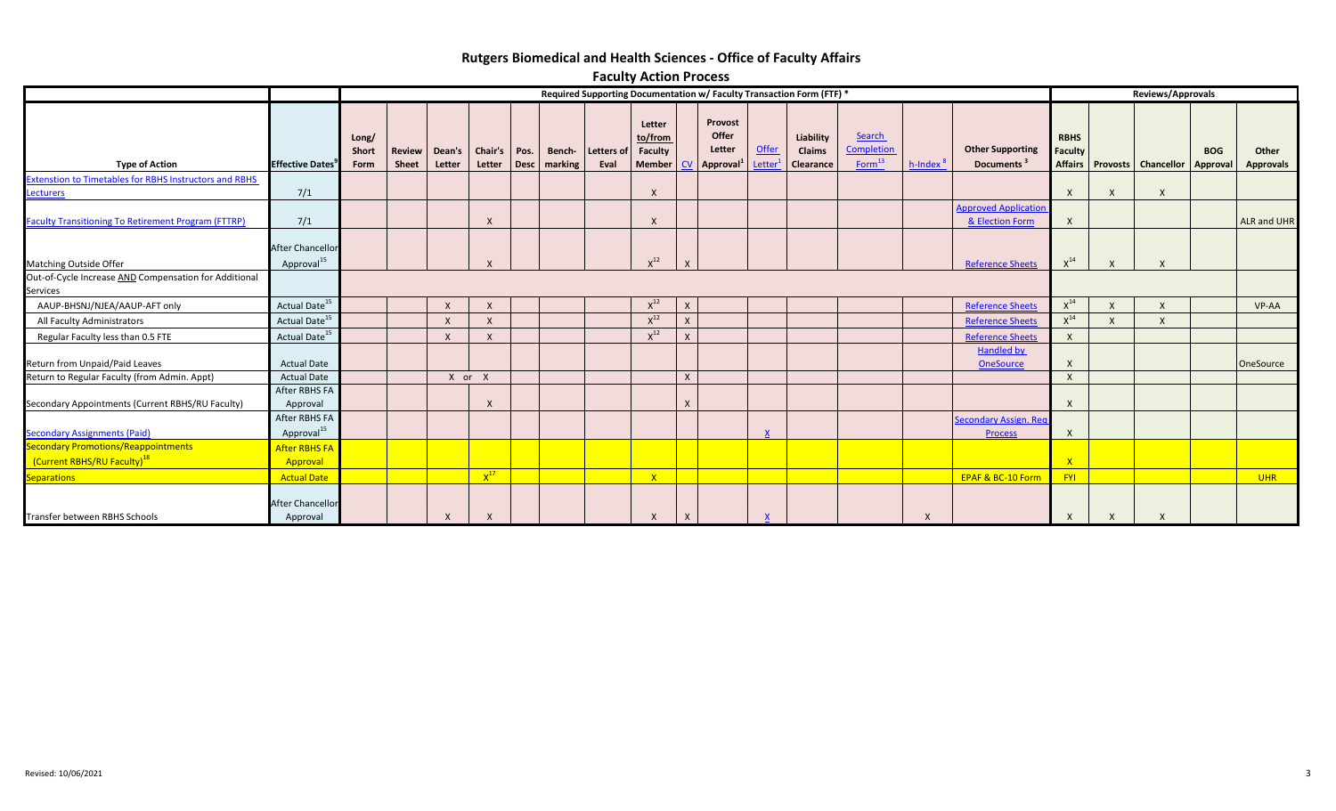# Rutgers Biomedical and Health Sciences - Office of Faculty Affairs

## Faculty Action Process

| | | Required Supporting Documentation w/ Faculty Transaction Form (FTF) * | | | | | | | | | | | | | | | | Reviews/Approvals | | | | |
|---|---|---|---|---|---|---|---|---|---|---|---|---|---|---|---|---|---|---|---|---|---|---|
| Type of Action | Effective Dates[9] | Long/ Short Form | Review Sheet | Dean's Letter | Chair's Letter | Pos. Desc | Bench-marking | Letters of Eval | Letter to/from Faculty Member | CV | Provost Offer Letter Approval[1] | Offer Letter[1] | Liability Claims Clearance | Search Completion Form[13] | h-Index[8] | Other Supporting Documents[3] | RBHS Faculty Affairs | Provosts | Chancellor | BOG Approval | Other Approvals |
| Extenstion to Timetables for RBHS Instructors and RBHS Lecturers | 7/1 | | | | | | | | X | | | | | | | | X | X | X | | |
| Faculty Transitioning To Retirement Program (FTTRP) | 7/1 | | | | X | | | | X | | | | | | | Approved Application & Election Form | X | | | | ALR and UHR |
| Matching Outside Offer | After Chancellor Approval[15] | | | | X | | | | X[12] | X | | | | | | Reference Sheets | X[14] | X | X | | |
| Out-of-Cycle Increase AND Compensation for Additional Services | | | | | | | | | | | | | | | | | | | | | |
| AAUP-BHSNJ/NJEA/AAUP-AFT only | Actual Date[15] | | | X | X | | | | X[12] | X | | | | | | Reference Sheets | X[14] | X | X | | VP-AA |
| All Faculty Administrators | Actual Date[15] | | | X | X | | | | X[12] | X | | | | | | Reference Sheets | X[14] | X | X | | |
| Regular Faculty less than 0.5 FTE | Actual Date[15] | | | X | X | | | | X[12] | X | | | | | | Reference Sheets | X | | | | |
| Return from Unpaid/Paid Leaves | Actual Date | | | | | | | | | | | | | | | Handled by OneSource | X | | | | OneSource |
| Return to Regular Faculty (from Admin. Appt) | Actual Date | | | X or | X | | | | | X | | | | | | | X | | | | |
| Secondary Appointments (Current RBHS/RU Faculty) | After RBHS FA Approval | | | | X | | | | | X | | | | | | | X | | | | |
| Secondary Assignments (Paid) | After RBHS FA Approval[15] | | | | | | | | | | | X | | | | Secondary Assign. Req Process | X | | | | |
| Secondary Promotions/Reappointments (Current RBHS/RU Faculty)[18] | After RBHS FA Approval | | | | | | | | | | | | | | | | X | | | | |
| Separations | Actual Date | | | | X[17] | | | | X | | | | | | | EPAF & BC-10 Form | FYI | | | | UHR |
| Transfer between RBHS Schools | After Chancellor Approval | | | X | X | | | | X | X | | X | | | X | | X | X | X | | |

Revised: 10/06/2021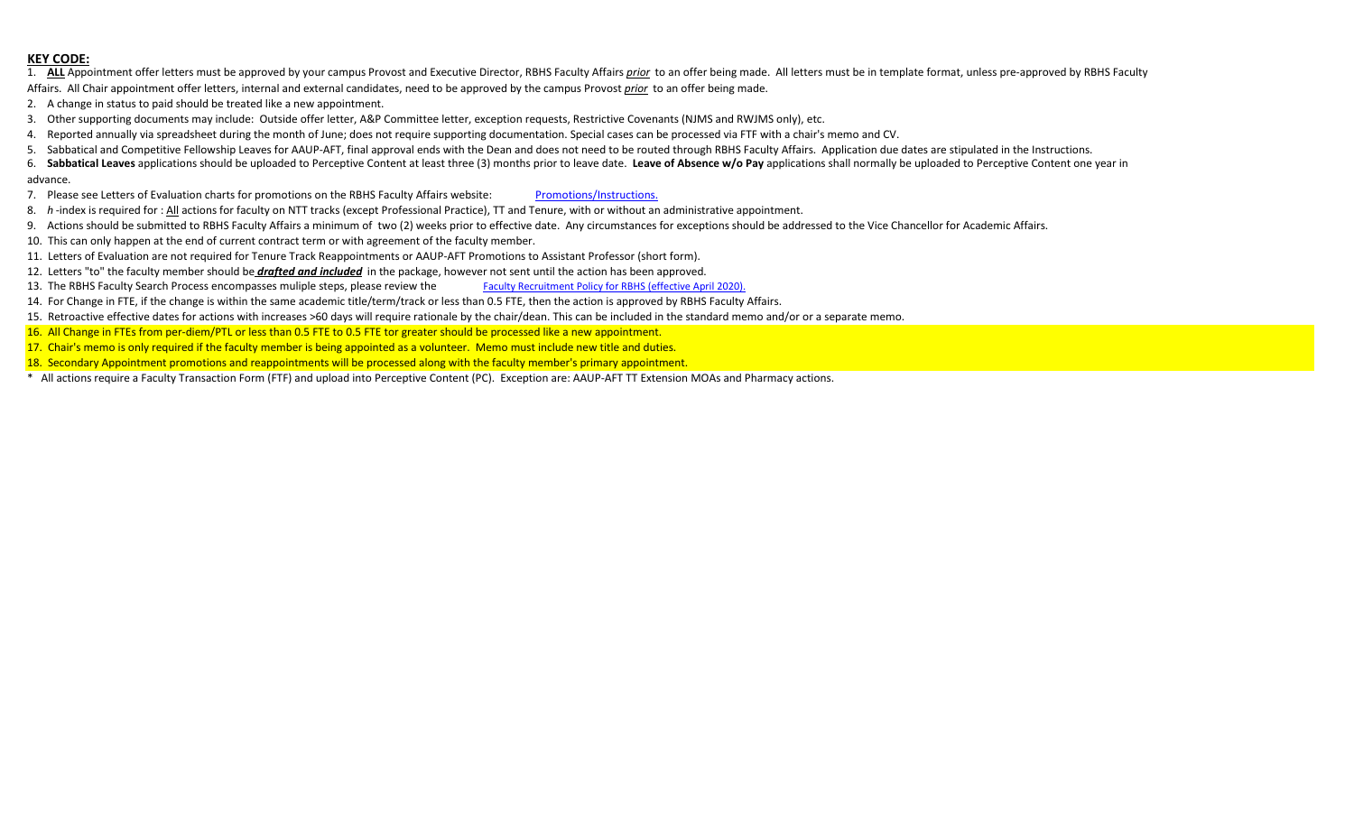## KEY CODE:

1. **ALL** Appointment offer letters must be approved by your campus Provost and Executive Director, RBHS Faculty Affairs ***prior*** to an offer being made. All letters must be in template format, unless pre-approved by RBHS Faculty Affairs. All Chair appointment offer letters, internal and external candidates, need to be approved by the campus Provost ***prior*** to an offer being made.
2. A change in status to paid should be treated like a new appointment.
3. Other supporting documents may include: Outside offer letter, A&P Committee letter, exception requests, Restrictive Covenants (NJMS and RWJMS only), etc.
4. Reported annually via spreadsheet during the month of June; does not require supporting documentation. Special cases can be processed via FTF with a chair's memo and CV.
5. Sabbatical and Competitive Fellowship Leaves for AAUP-AFT, final approval ends with the Dean and does not need to be routed through RBHS Faculty Affairs. Application due dates are stipulated in the Instructions.
6. **Sabbatical Leaves** applications should be uploaded to Perceptive Content at least three (3) months prior to leave date. **Leave of Absence w/o Pay** applications shall normally be uploaded to Perceptive Content one year in advance.
7. Please see Letters of Evaluation charts for promotions on the RBHS Faculty Affairs website: [Promotions/Instructions.]
8. *h* -index is required for : All actions for faculty on NTT tracks (except Professional Practice), TT and Tenure, with or without an administrative appointment.
9. Actions should be submitted to RBHS Faculty Affairs a minimum of two (2) weeks prior to effective date. Any circumstances for exceptions should be addressed to the Vice Chancellor for Academic Affairs.
10. This can only happen at the end of current contract term or with agreement of the faculty member.
11. Letters of Evaluation are not required for Tenure Track Reappointments or AAUP-AFT Promotions to Assistant Professor (short form).
12. Letters "to" the faculty member should be ***drafted and included*** in the package, however not sent until the action has been approved.
13. The RBHS Faculty Search Process encompasses muliple steps, please review the [Faculty Recruitment Policy for RBHS (effective April 2020).]
14. For Change in FTE, if the change is within the same academic title/term/track or less than 0.5 FTE, then the action is approved by RBHS Faculty Affairs.
15. Retroactive effective dates for actions with increases >60 days will require rationale by the chair/dean. This can be included in the standard memo and/or or a separate memo.
16. All Change in FTEs from per-diem/PTL or less than 0.5 FTE to 0.5 FTE tor greater should be processed like a new appointment.
17. Chair's memo is only required if the faculty member is being appointed as a volunteer. Memo must include new title and duties.
18. Secondary Appointment promotions and reappointments will be processed along with the faculty member's primary appointment.

\* All actions require a Faculty Transaction Form (FTF) and upload into Perceptive Content (PC). Exception are: AAUP-AFT TT Extension MOAs and Pharmacy actions.